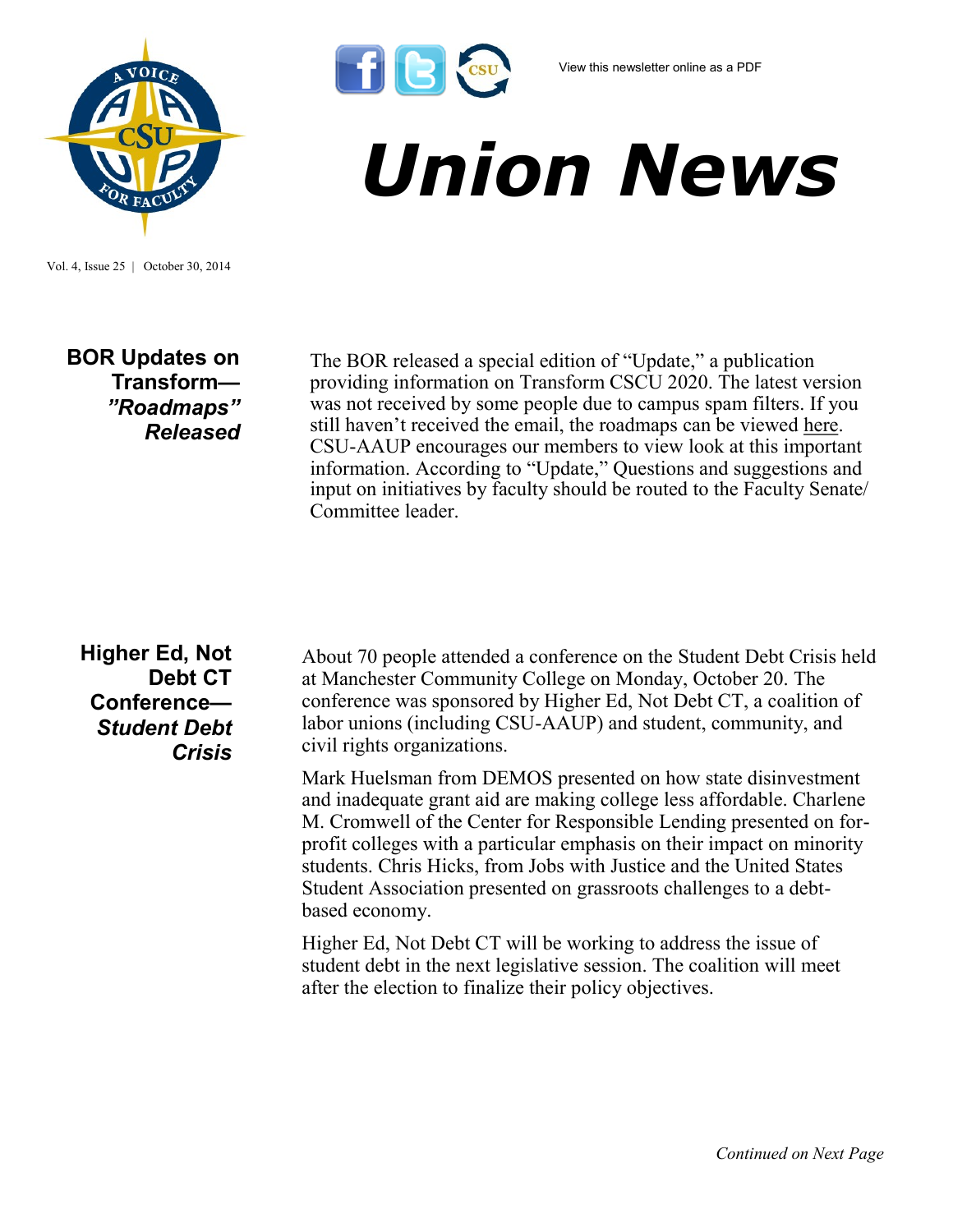View this newsletter online as a PDF

# Union News

Vol. 4, Issue 25 | October 30, 2014

## BOR Updates on Transform—*"Roadmaps" Released*

The BOR released a special edition of "Update," a publication providing information on Transform CSCU 2020. The latest version was not received by some people due to campus spam filters. If you still haven't received the email, the roadmaps can be viewed here. CSU-AAUP encourages our members to view look at this important information. According to "Update," Questions and suggestions and input on initiatives by faculty should be routed to the Faculty Senate/ Committee leader.

## Higher Ed, Not Debt CT Conference—*Student Debt Crisis*

About 70 people attended a conference on the Student Debt Crisis held at Manchester Community College on Monday, October 20. The conference was sponsored by Higher Ed, Not Debt CT, a coalition of labor unions (including CSU-AAUP) and student, community, and civil rights organizations.

Mark Huelsman from DEMOS presented on how state disinvestment and inadequate grant aid are making college less affordable. Charlene M. Cromwell of the Center for Responsible Lending presented on for-profit colleges with a particular emphasis on their impact on minority students. Chris Hicks, from Jobs with Justice and the United States Student Association presented on grassroots challenges to a debt-based economy.

Higher Ed, Not Debt CT will be working to address the issue of student debt in the next legislative session. The coalition will meet after the election to finalize their policy objectives.

*Continued on Next Page*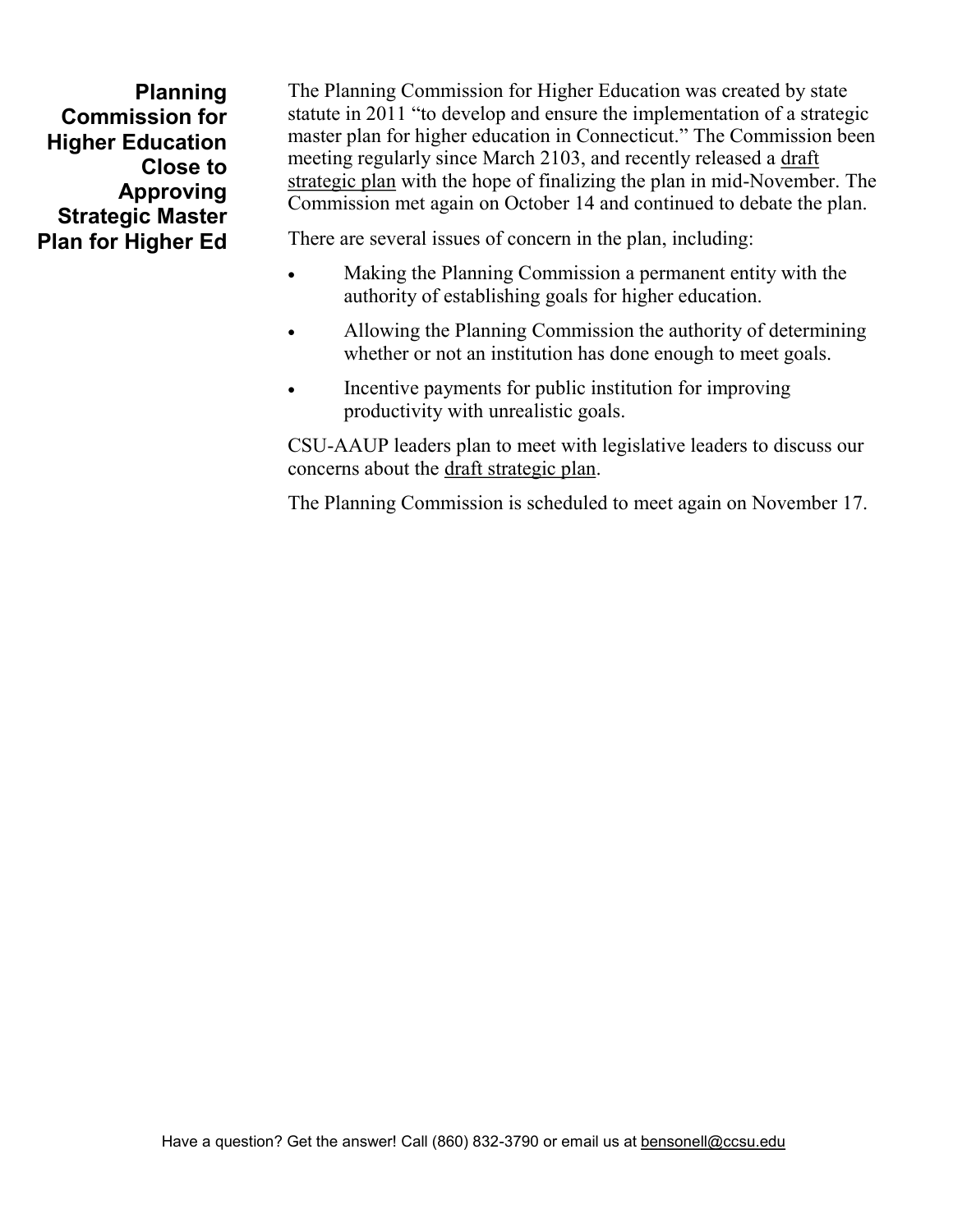## Planning Commission for Higher Education Close to Approving Strategic Master Plan for Higher Ed

The Planning Commission for Higher Education was created by state statute in 2011 "to develop and ensure the implementation of a strategic master plan for higher education in Connecticut." The Commission been meeting regularly since March 2103, and recently released a draft strategic plan with the hope of finalizing the plan in mid-November. The Commission met again on October 14 and continued to debate the plan.

There are several issues of concern in the plan, including:

- Making the Planning Commission a permanent entity with the authority of establishing goals for higher education.
- Allowing the Planning Commission the authority of determining whether or not an institution has done enough to meet goals.
- Incentive payments for public institution for improving productivity with unrealistic goals.

CSU-AAUP leaders plan to meet with legislative leaders to discuss our concerns about the draft strategic plan.

The Planning Commission is scheduled to meet again on November 17.

Have a question? Get the answer! Call (860) 832-3790 or email us at bensonell@ccsu.edu